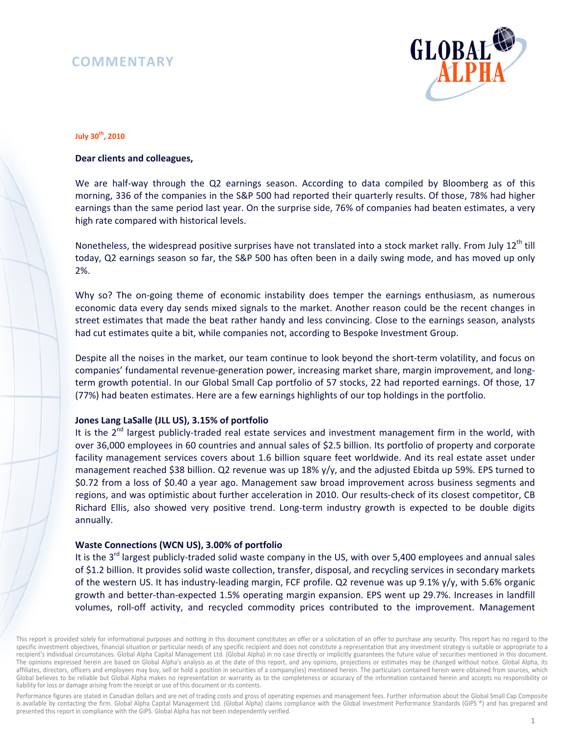# COMMENTARY

GLOBAL ALPHA

**July 30th, 2010**

**Dear clients and colleagues,**

We are half-way through the Q2 earnings season. According to data compiled by Bloomberg as of this morning, 336 of the companies in the S&P 500 had reported their quarterly results. Of those, 78% had higher earnings than the same period last year. On the surprise side, 76% of companies had beaten estimates, a very high rate compared with historical levels.

Nonetheless, the widespread positive surprises have not translated into a stock market rally. From July 12th till today, Q2 earnings season so far, the S&P 500 has often been in a daily swing mode, and has moved up only 2%.

Why so? The on-going theme of economic instability does temper the earnings enthusiasm, as numerous economic data every day sends mixed signals to the market. Another reason could be the recent changes in street estimates that made the beat rather handy and less convincing. Close to the earnings season, analysts had cut estimates quite a bit, while companies not, according to Bespoke Investment Group.

Despite all the noises in the market, our team continue to look beyond the short-term volatility, and focus on companies' fundamental revenue-generation power, increasing market share, margin improvement, and long-term growth potential. In our Global Small Cap portfolio of 57 stocks, 22 had reported earnings. Of those, 17 (77%) had beaten estimates. Here are a few earnings highlights of our top holdings in the portfolio.

**Jones Lang LaSalle (JLL US), 3.15% of portfolio**

It is the 2nd largest publicly-traded real estate services and investment management firm in the world, with over 36,000 employees in 60 countries and annual sales of $2.5 billion. Its portfolio of property and corporate facility management services covers about 1.6 billion square feet worldwide. And its real estate asset under management reached $38 billion. Q2 revenue was up 18% y/y, and the adjusted Ebitda up 59%. EPS turned to $0.72 from a loss of $0.40 a year ago. Management saw broad improvement across business segments and regions, and was optimistic about further acceleration in 2010. Our results-check of its closest competitor, CB Richard Ellis, also showed very positive trend. Long-term industry growth is expected to be double digits annually.

**Waste Connections (WCN US), 3.00% of portfolio**

It is the 3rd largest publicly-traded solid waste company in the US, with over 5,400 employees and annual sales of $1.2 billion. It provides solid waste collection, transfer, disposal, and recycling services in secondary markets of the western US. It has industry-leading margin, FCF profile. Q2 revenue was up 9.1% y/y, with 5.6% organic growth and better-than-expected 1.5% operating margin expansion. EPS went up 29.7%. Increases in landfill volumes, roll-off activity, and recycled commodity prices contributed to the improvement. Management

This report is provided solely for informational purposes and nothing in this document constitutes an offer or a solicitation of an offer to purchase any security. This report has no regard to the specific investment objectives, financial situation or particular needs of any specific recipient and does not constitute a representation that any investment strategy is suitable or appropriate to a recipient's individual circumstances. Global Alpha Capital Management Ltd. (Global Alpha) in no case directly or implicitly guarantees the future value of securities mentioned in this document. The opinions expressed herein are based on Global Alpha's analysis as at the date of this report, and any opinions, projections or estimates may be changed without notice. Global Alpha, its affiliates, directors, officers and employees may buy, sell or hold a position in securities of a company(ies) mentioned herein. The particulars contained herein were obtained from sources, which Global believes to be reliable but Global Alpha makes no representation or warranty as to the completeness or accuracy of the information contained herein and accepts no responsibility or liability for loss or damage arising from the receipt or use of this document or its contents.

Performance figures are stated in Canadian dollars and are net of trading costs and gross of operating expenses and management fees. Further information about the Global Small Cap Composite is available by contacting the firm. Global Alpha Capital Management Ltd. (Global Alpha) claims compliance with the Global Investment Performance Standards (GIPS ®) and has prepared and presented this report in compliance with the GIPS. Global Alpha has not been independently verified.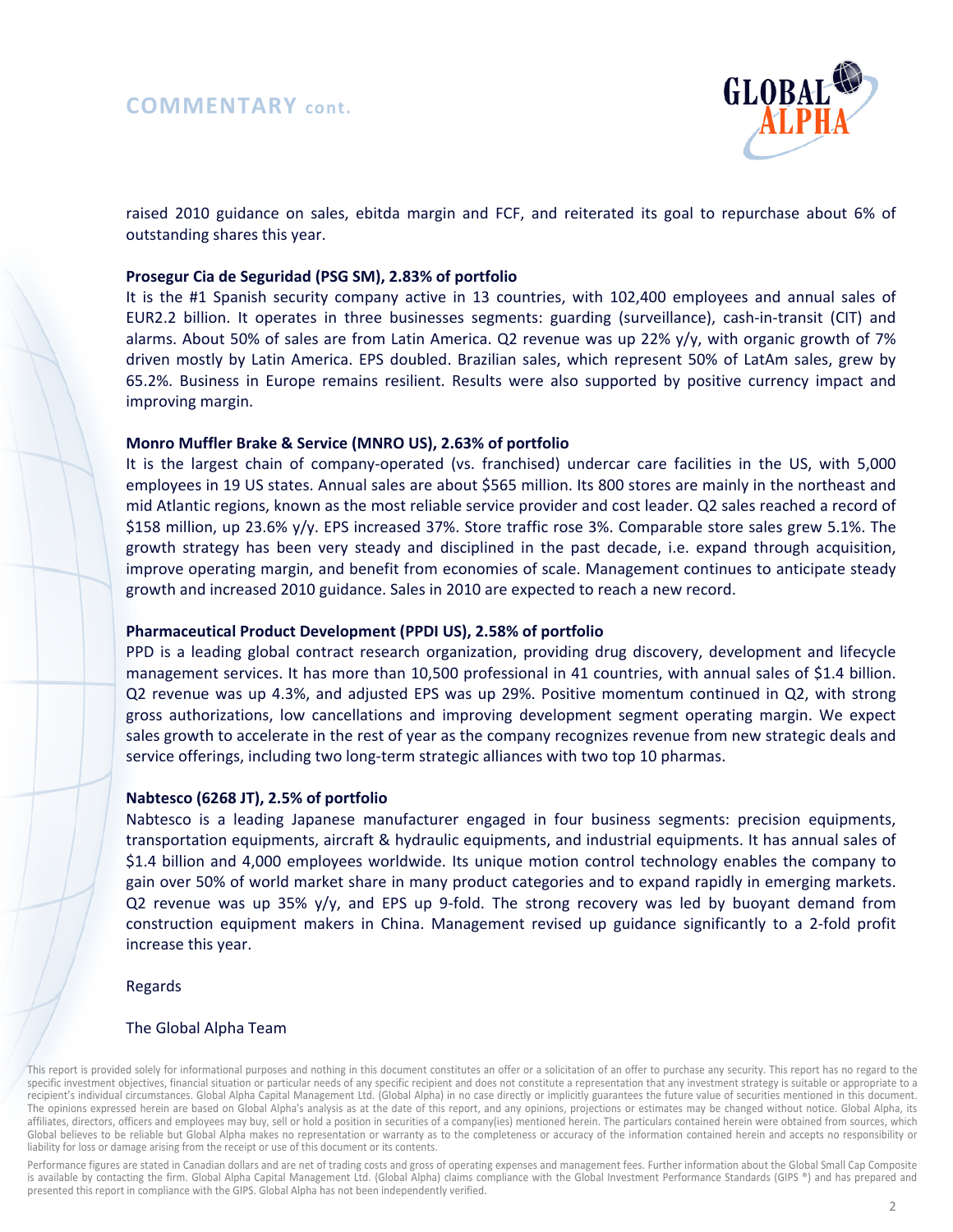raised 2010 guidance on sales, ebitda margin and FCF, and reiterated its goal to repurchase about 6% of outstanding shares this year.

**Prosegur Cia de Seguridad (PSG SM), 2.83% of portfolio**

It is the #1 Spanish security company active in 13 countries, with 102,400 employees and annual sales of EUR2.2 billion. It operates in three businesses segments: guarding (surveillance), cash-in-transit (CIT) and alarms. About 50% of sales are from Latin America. Q2 revenue was up 22% y/y, with organic growth of 7% driven mostly by Latin America. EPS doubled. Brazilian sales, which represent 50% of LatAm sales, grew by 65.2%. Business in Europe remains resilient. Results were also supported by positive currency impact and improving margin.

**Monro Muffler Brake & Service (MNRO US), 2.63% of portfolio**

It is the largest chain of company-operated (vs. franchised) undercar care facilities in the US, with 5,000 employees in 19 US states. Annual sales are about $565 million. Its 800 stores are mainly in the northeast and mid Atlantic regions, known as the most reliable service provider and cost leader. Q2 sales reached a record of $158 million, up 23.6% y/y. EPS increased 37%. Store traffic rose 3%. Comparable store sales grew 5.1%. The growth strategy has been very steady and disciplined in the past decade, i.e. expand through acquisition, improve operating margin, and benefit from economies of scale. Management continues to anticipate steady growth and increased 2010 guidance. Sales in 2010 are expected to reach a new record.

**Pharmaceutical Product Development (PPDI US), 2.58% of portfolio**

PPD is a leading global contract research organization, providing drug discovery, development and lifecycle management services. It has more than 10,500 professional in 41 countries, with annual sales of $1.4 billion. Q2 revenue was up 4.3%, and adjusted EPS was up 29%. Positive momentum continued in Q2, with strong gross authorizations, low cancellations and improving development segment operating margin. We expect sales growth to accelerate in the rest of year as the company recognizes revenue from new strategic deals and service offerings, including two long-term strategic alliances with two top 10 pharmas.

**Nabtesco (6268 JT), 2.5% of portfolio**

Nabtesco is a leading Japanese manufacturer engaged in four business segments: precision equipments, transportation equipments, aircraft & hydraulic equipments, and industrial equipments. It has annual sales of $1.4 billion and 4,000 employees worldwide. Its unique motion control technology enables the company to gain over 50% of world market share in many product categories and to expand rapidly in emerging markets. Q2 revenue was up 35% y/y, and EPS up 9-fold. The strong recovery was led by buoyant demand from construction equipment makers in China. Management revised up guidance significantly to a 2-fold profit increase this year.

Regards

The Global Alpha Team

This report is provided solely for informational purposes and nothing in this document constitutes an offer or a solicitation of an offer to purchase any security. This report has no regard to the specific investment objectives, financial situation or particular needs of any specific recipient and does not constitute a representation that any investment strategy is suitable or appropriate to a recipient's individual circumstances. Global Alpha Capital Management Ltd. (Global Alpha) in no case directly or implicitly guarantees the future value of securities mentioned in this document. The opinions expressed herein are based on Global Alpha's analysis as at the date of this report, and any opinions, projections or estimates may be changed without notice. Global Alpha, its affiliates, directors, officers and employees may buy, sell or hold a position in securities of a company(ies) mentioned herein. The particulars contained herein were obtained from sources, which Global believes to be reliable but Global Alpha makes no representation or warranty as to the completeness or accuracy of the information contained herein and accepts no responsibility or liability for loss or damage arising from the receipt or use of this document or its contents.

Performance figures are stated in Canadian dollars and are net of trading costs and gross of operating expenses and management fees. Further information about the Global Small Cap Composite is available by contacting the firm. Global Alpha Capital Management Ltd. (Global Alpha) claims compliance with the Global Investment Performance Standards (GIPS ®) and has prepared and presented this report in compliance with the GIPS. Global Alpha has not been independently verified.